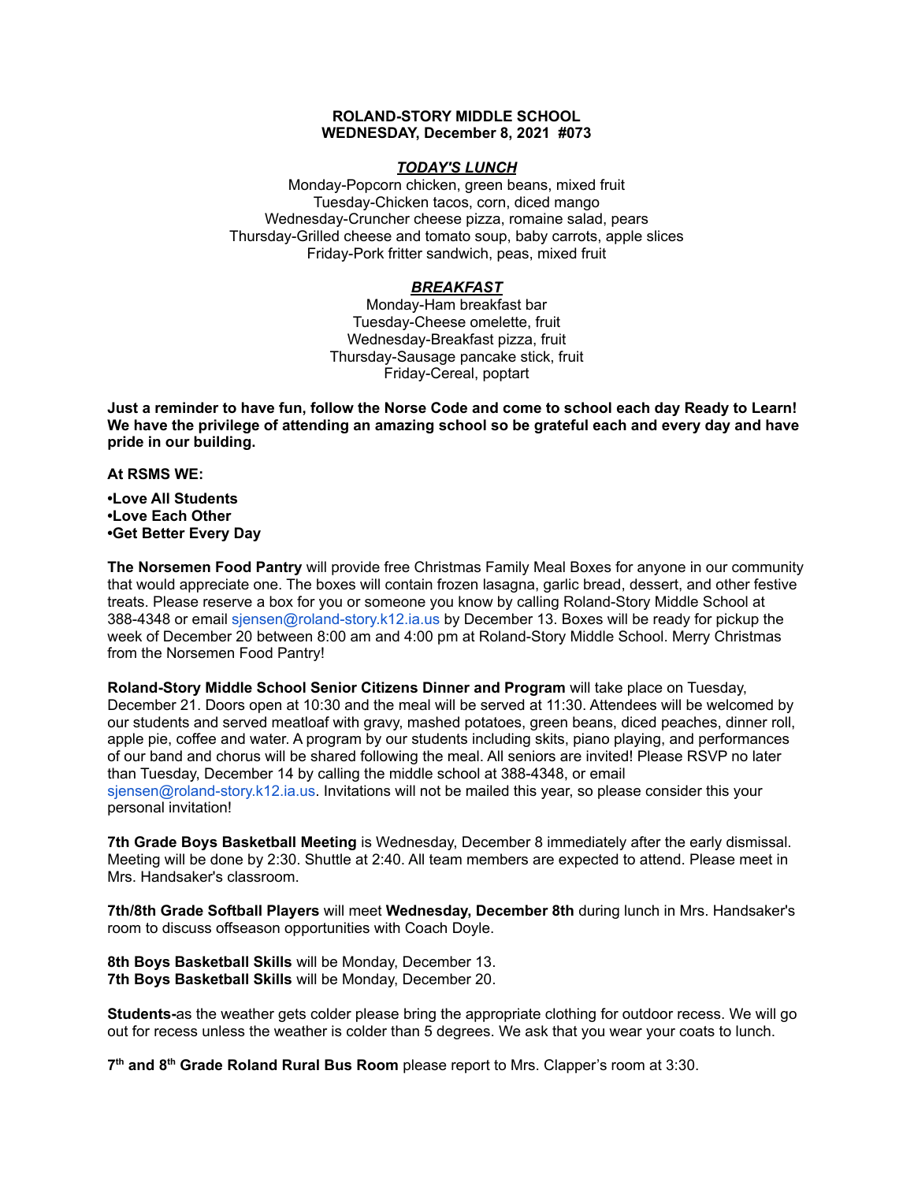**ROLAND-STORY MIDDLE SCHOOL**
**WEDNESDAY, December 8, 2021 #073**

***TODAY'S LUNCH***

Monday-Popcorn chicken, green beans, mixed fruit
Tuesday-Chicken tacos, corn, diced mango
Wednesday-Cruncher cheese pizza, romaine salad, pears
Thursday-Grilled cheese and tomato soup, baby carrots, apple slices
Friday-Pork fritter sandwich, peas, mixed fruit

***BREAKFAST***

Monday-Ham breakfast bar
Tuesday-Cheese omelette, fruit
Wednesday-Breakfast pizza, fruit
Thursday-Sausage pancake stick, fruit
Friday-Cereal, poptart

**Just a reminder to have fun, follow the Norse Code and come to school each day Ready to Learn! We have the privilege of attending an amazing school so be grateful each and every day and have pride in our building.**

**At RSMS WE:**

**•Love All Students**
**•Love Each Other**
**•Get Better Every Day**

**The Norsemen Food Pantry** will provide free Christmas Family Meal Boxes for anyone in our community that would appreciate one. The boxes will contain frozen lasagna, garlic bread, dessert, and other festive treats. Please reserve a box for you or someone you know by calling Roland-Story Middle School at 388-4348 or email sjensen@roland-story.k12.ia.us by December 13. Boxes will be ready for pickup the week of December 20 between 8:00 am and 4:00 pm at Roland-Story Middle School. Merry Christmas from the Norsemen Food Pantry!

**Roland-Story Middle School Senior Citizens Dinner and Program** will take place on Tuesday, December 21. Doors open at 10:30 and the meal will be served at 11:30. Attendees will be welcomed by our students and served meatloaf with gravy, mashed potatoes, green beans, diced peaches, dinner roll, apple pie, coffee and water. A program by our students including skits, piano playing, and performances of our band and chorus will be shared following the meal. All seniors are invited! Please RSVP no later than Tuesday, December 14 by calling the middle school at 388-4348, or email sjensen@roland-story.k12.ia.us. Invitations will not be mailed this year, so please consider this your personal invitation!

**7th Grade Boys Basketball Meeting** is Wednesday, December 8 immediately after the early dismissal. Meeting will be done by 2:30. Shuttle at 2:40. All team members are expected to attend. Please meet in Mrs. Handsaker's classroom.

**7th/8th Grade Softball Players** will meet **Wednesday, December 8th** during lunch in Mrs. Handsaker's room to discuss offseason opportunities with Coach Doyle.

**8th Boys Basketball Skills** will be Monday, December 13.
**7th Boys Basketball Skills** will be Monday, December 20.

**Students-**as the weather gets colder please bring the appropriate clothing for outdoor recess. We will go out for recess unless the weather is colder than 5 degrees. We ask that you wear your coats to lunch.

**7th and 8th Grade Roland Rural Bus Room** please report to Mrs. Clapper's room at 3:30.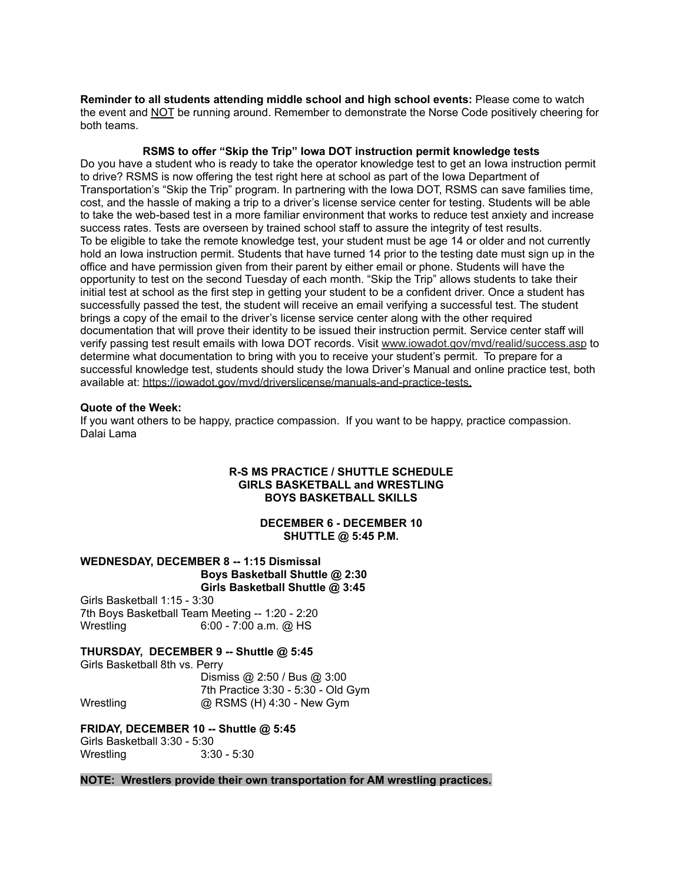**Reminder to all students attending middle school and high school events:** Please come to watch the event and NOT be running around. Remember to demonstrate the Norse Code positively cheering for both teams.

### RSMS to offer "Skip the Trip" Iowa DOT instruction permit knowledge tests

Do you have a student who is ready to take the operator knowledge test to get an Iowa instruction permit to drive? RSMS is now offering the test right here at school as part of the Iowa Department of Transportation's "Skip the Trip" program. In partnering with the Iowa DOT, RSMS can save families time, cost, and the hassle of making a trip to a driver's license service center for testing. Students will be able to take the web-based test in a more familiar environment that works to reduce test anxiety and increase success rates. Tests are overseen by trained school staff to assure the integrity of test results.

To be eligible to take the remote knowledge test, your student must be age 14 or older and not currently hold an Iowa instruction permit. Students that have turned 14 prior to the testing date must sign up in the office and have permission given from their parent by either email or phone. Students will have the opportunity to test on the second Tuesday of each month. "Skip the Trip" allows students to take their initial test at school as the first step in getting your student to be a confident driver. Once a student has successfully passed the test, the student will receive an email verifying a successful test. The student brings a copy of the email to the driver's license service center along with the other required documentation that will prove their identity to be issued their instruction permit. Service center staff will verify passing test result emails with Iowa DOT records. Visit www.iowadot.gov/mvd/realid/success.asp to determine what documentation to bring with you to receive your student's permit. To prepare for a successful knowledge test, students should study the Iowa Driver's Manual and online practice test, both available at: https://iowadot.gov/mvd/driverslicense/manuals-and-practice-tests.

**Quote of the Week:**

If you want others to be happy, practice compassion. If you want to be happy, practice compassion.
Dalai Lama

### R-S MS PRACTICE / SHUTTLE SCHEDULE
### GIRLS BASKETBALL and WRESTLING
### BOYS BASKETBALL SKILLS

**DECEMBER 6 - DECEMBER 10**
**SHUTTLE @ 5:45 P.M.**

**WEDNESDAY, DECEMBER 8 -- 1:15 Dismissal**
**Boys Basketball Shuttle @ 2:30**
**Girls Basketball Shuttle @ 3:45**

Girls Basketball 1:15 - 3:30
7th Boys Basketball Team Meeting -- 1:20 - 2:20
Wrestling 6:00 - 7:00 a.m. @ HS

**THURSDAY, DECEMBER 9 -- Shuttle @ 5:45**

Girls Basketball 8th vs. Perry
Dismiss @ 2:50 / Bus @ 3:00
7th Practice 3:30 - 5:30 - Old Gym
Wrestling @ RSMS (H) 4:30 - New Gym

**FRIDAY, DECEMBER 10 -- Shuttle @ 5:45**

Girls Basketball 3:30 - 5:30
Wrestling 3:30 - 5:30

**NOTE: Wrestlers provide their own transportation for AM wrestling practices.**